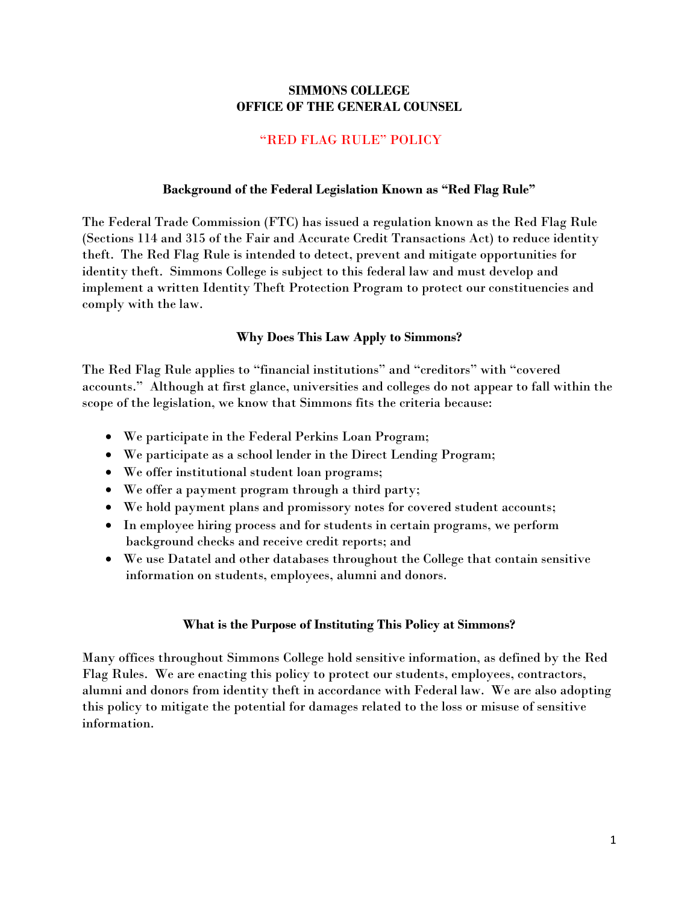**SIMMONS COLLEGE**
**OFFICE OF THE GENERAL COUNSEL**

# "RED FLAG RULE" POLICY

### Background of the Federal Legislation Known as "Red Flag Rule"

The Federal Trade Commission (FTC) has issued a regulation known as the Red Flag Rule (Sections 114 and 315 of the Fair and Accurate Credit Transactions Act) to reduce identity theft. The Red Flag Rule is intended to detect, prevent and mitigate opportunities for identity theft. Simmons College is subject to this federal law and must develop and implement a written Identity Theft Protection Program to protect our constituencies and comply with the law.

### Why Does This Law Apply to Simmons?

The Red Flag Rule applies to "financial institutions" and "creditors" with "covered accounts." Although at first glance, universities and colleges do not appear to fall within the scope of the legislation, we know that Simmons fits the criteria because:

- We participate in the Federal Perkins Loan Program;
- We participate as a school lender in the Direct Lending Program;
- We offer institutional student loan programs;
- We offer a payment program through a third party;
- We hold payment plans and promissory notes for covered student accounts;
- In employee hiring process and for students in certain programs, we perform background checks and receive credit reports; and
- We use Datatel and other databases throughout the College that contain sensitive information on students, employees, alumni and donors.

### What is the Purpose of Instituting This Policy at Simmons?

Many offices throughout Simmons College hold sensitive information, as defined by the Red Flag Rules. We are enacting this policy to protect our students, employees, contractors, alumni and donors from identity theft in accordance with Federal law. We are also adopting this policy to mitigate the potential for damages related to the loss or misuse of sensitive information.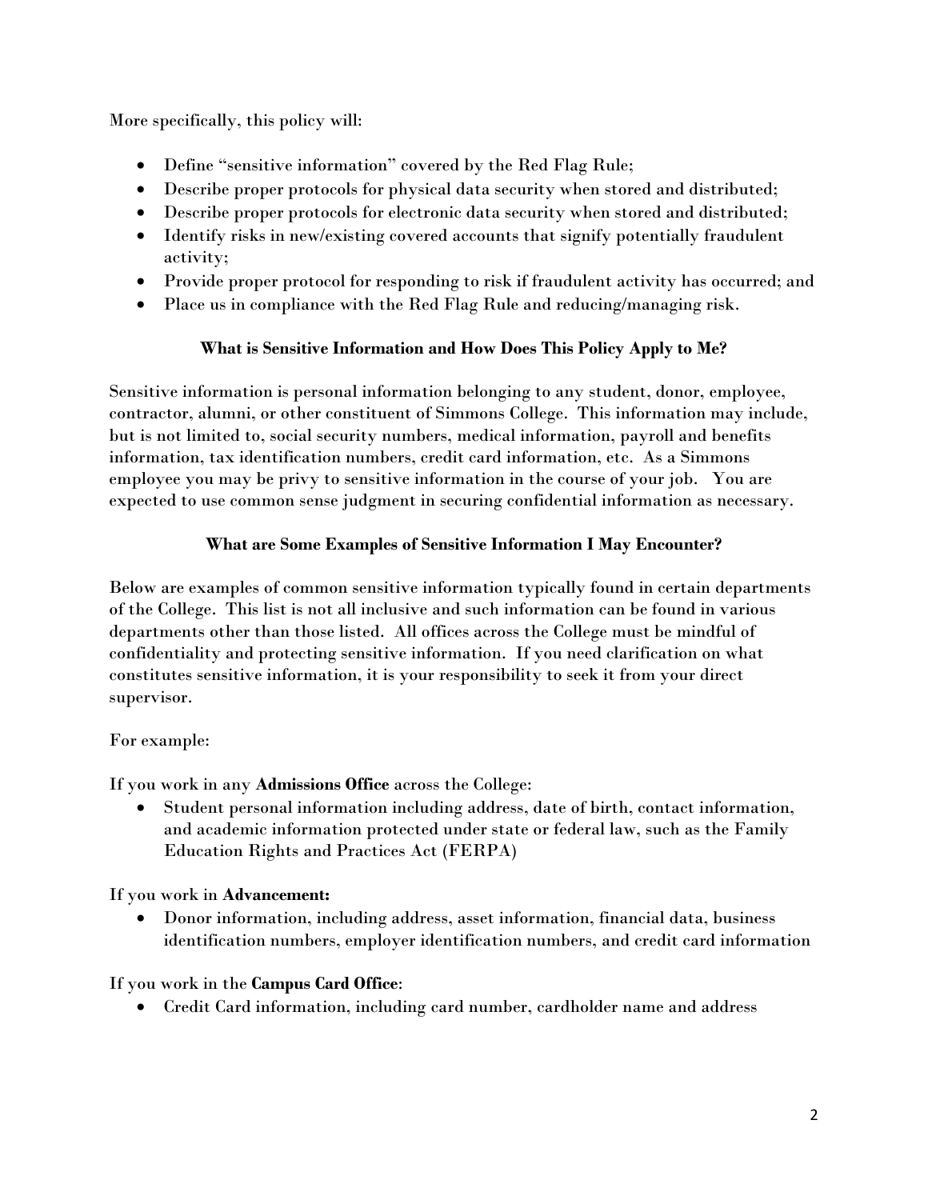More specifically, this policy will:

- Define "sensitive information" covered by the Red Flag Rule;
- Describe proper protocols for physical data security when stored and distributed;
- Describe proper protocols for electronic data security when stored and distributed;
- Identify risks in new/existing covered accounts that signify potentially fraudulent activity;
- Provide proper protocol for responding to risk if fraudulent activity has occurred; and
- Place us in compliance with the Red Flag Rule and reducing/managing risk.

### What is Sensitive Information and How Does This Policy Apply to Me?

Sensitive information is personal information belonging to any student, donor, employee, contractor, alumni, or other constituent of Simmons College. This information may include, but is not limited to, social security numbers, medical information, payroll and benefits information, tax identification numbers, credit card information, etc. As a Simmons employee you may be privy to sensitive information in the course of your job. You are expected to use common sense judgment in securing confidential information as necessary.

### What are Some Examples of Sensitive Information I May Encounter?

Below are examples of common sensitive information typically found in certain departments of the College. This list is not all inclusive and such information can be found in various departments other than those listed. All offices across the College must be mindful of confidentiality and protecting sensitive information. If you need clarification on what constitutes sensitive information, it is your responsibility to seek it from your direct supervisor.

For example:

If you work in any **Admissions Office** across the College:

- Student personal information including address, date of birth, contact information, and academic information protected under state or federal law, such as the Family Education Rights and Practices Act (FERPA)

If you work in **Advancement:**

- Donor information, including address, asset information, financial data, business identification numbers, employer identification numbers, and credit card information

If you work in the **Campus Card Office**:

- Credit Card information, including card number, cardholder name and address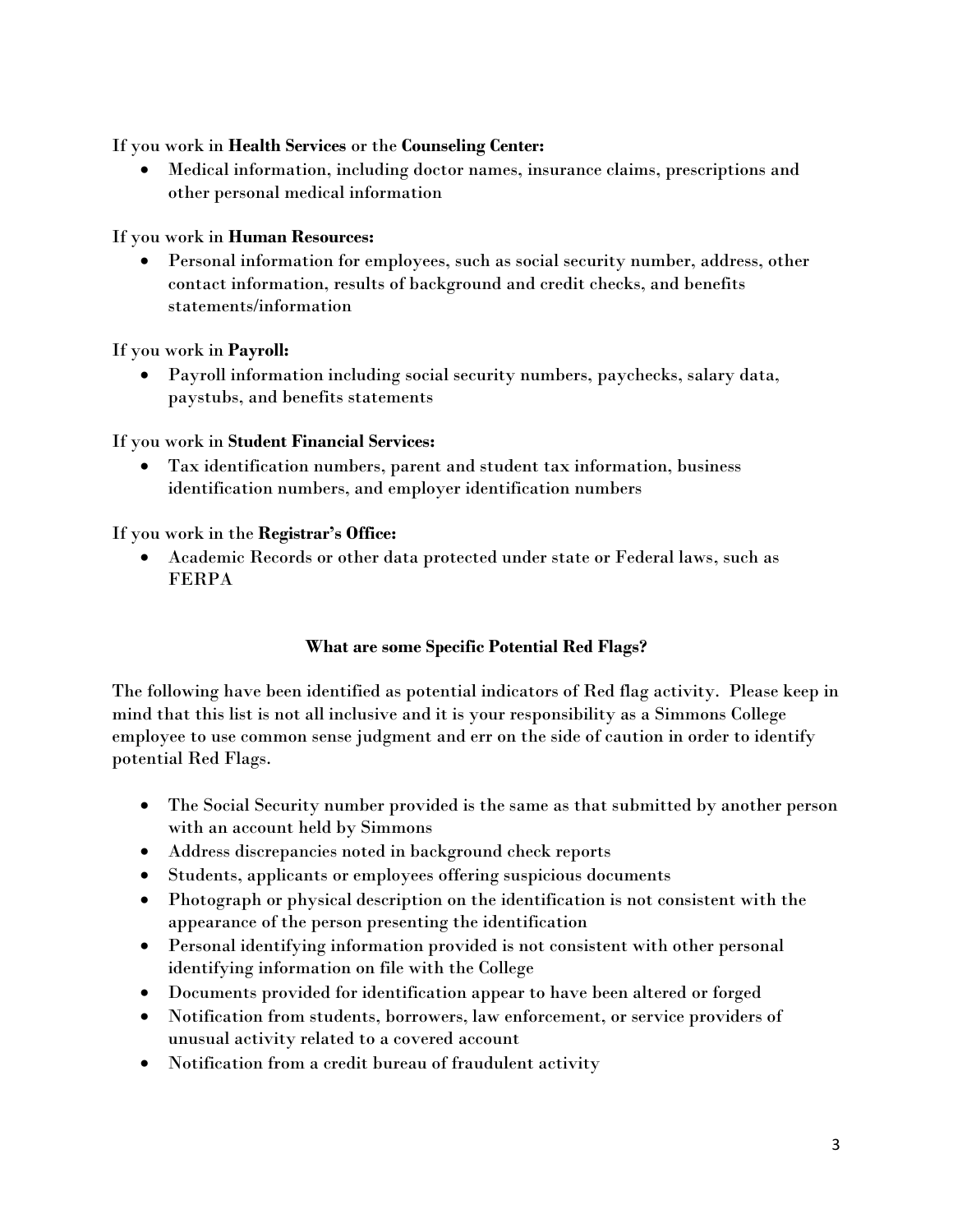If you work in **Health Services** or the **Counseling Center:**

- Medical information, including doctor names, insurance claims, prescriptions and other personal medical information

If you work in **Human Resources:**

- Personal information for employees, such as social security number, address, other contact information, results of background and credit checks, and benefits statements/information

If you work in **Payroll:**

- Payroll information including social security numbers, paychecks, salary data, paystubs, and benefits statements

If you work in **Student Financial Services:**

- Tax identification numbers, parent and student tax information, business identification numbers, and employer identification numbers

If you work in the **Registrar's Office:**

- Academic Records or other data protected under state or Federal laws, such as FERPA

### What are some Specific Potential Red Flags?

The following have been identified as potential indicators of Red flag activity. Please keep in mind that this list is not all inclusive and it is your responsibility as a Simmons College employee to use common sense judgment and err on the side of caution in order to identify potential Red Flags.

- The Social Security number provided is the same as that submitted by another person with an account held by Simmons
- Address discrepancies noted in background check reports
- Students, applicants or employees offering suspicious documents
- Photograph or physical description on the identification is not consistent with the appearance of the person presenting the identification
- Personal identifying information provided is not consistent with other personal identifying information on file with the College
- Documents provided for identification appear to have been altered or forged
- Notification from students, borrowers, law enforcement, or service providers of unusual activity related to a covered account
- Notification from a credit bureau of fraudulent activity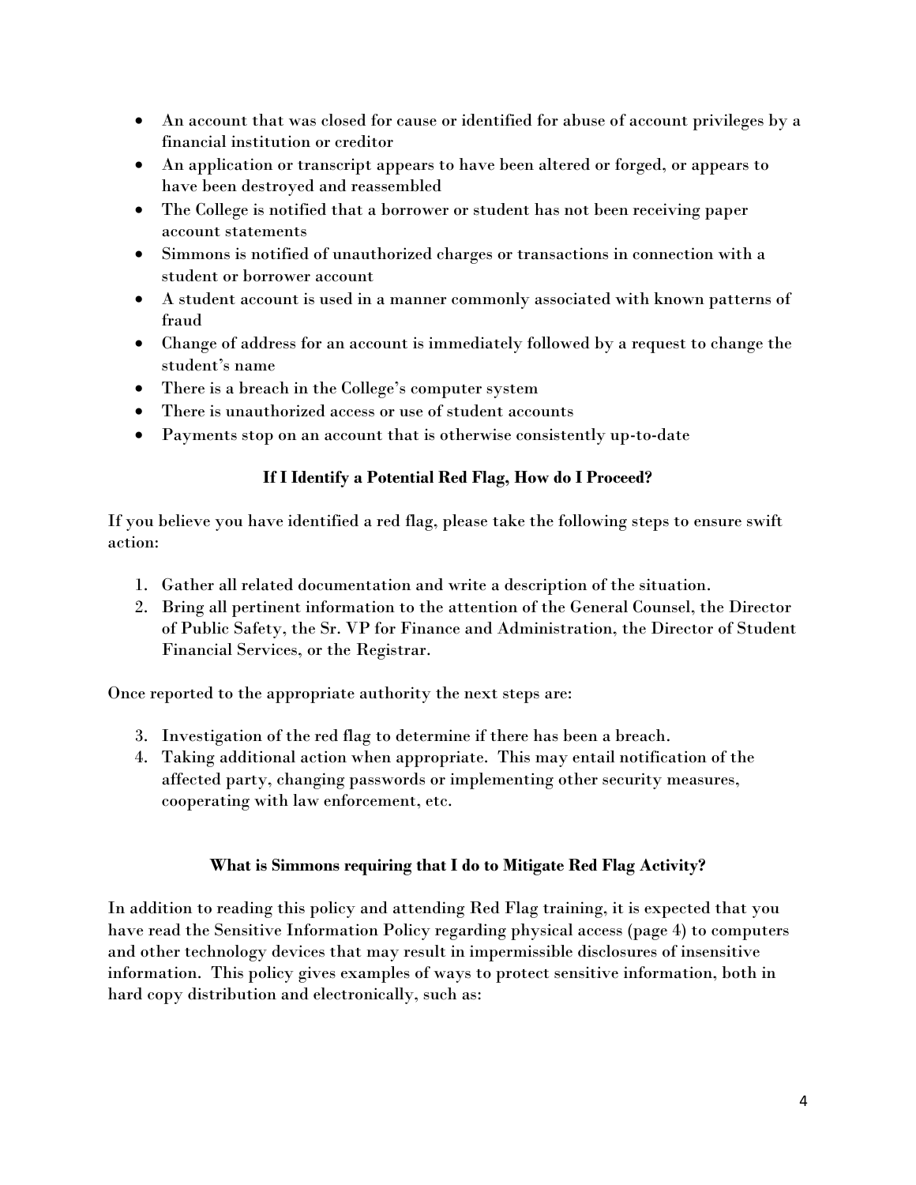- An account that was closed for cause or identified for abuse of account privileges by a financial institution or creditor
- An application or transcript appears to have been altered or forged, or appears to have been destroyed and reassembled
- The College is notified that a borrower or student has not been receiving paper account statements
- Simmons is notified of unauthorized charges or transactions in connection with a student or borrower account
- A student account is used in a manner commonly associated with known patterns of fraud
- Change of address for an account is immediately followed by a request to change the student's name
- There is a breach in the College's computer system
- There is unauthorized access or use of student accounts
- Payments stop on an account that is otherwise consistently up-to-date

### If I Identify a Potential Red Flag, How do I Proceed?

If you believe you have identified a red flag, please take the following steps to ensure swift action:

1. Gather all related documentation and write a description of the situation.
2. Bring all pertinent information to the attention of the General Counsel, the Director of Public Safety, the Sr. VP for Finance and Administration, the Director of Student Financial Services, or the Registrar.

Once reported to the appropriate authority the next steps are:

3. Investigation of the red flag to determine if there has been a breach.
4. Taking additional action when appropriate. This may entail notification of the affected party, changing passwords or implementing other security measures, cooperating with law enforcement, etc.

### What is Simmons requiring that I do to Mitigate Red Flag Activity?

In addition to reading this policy and attending Red Flag training, it is expected that you have read the Sensitive Information Policy regarding physical access (page 4) to computers and other technology devices that may result in impermissible disclosures of insensitive information. This policy gives examples of ways to protect sensitive information, both in hard copy distribution and electronically, such as: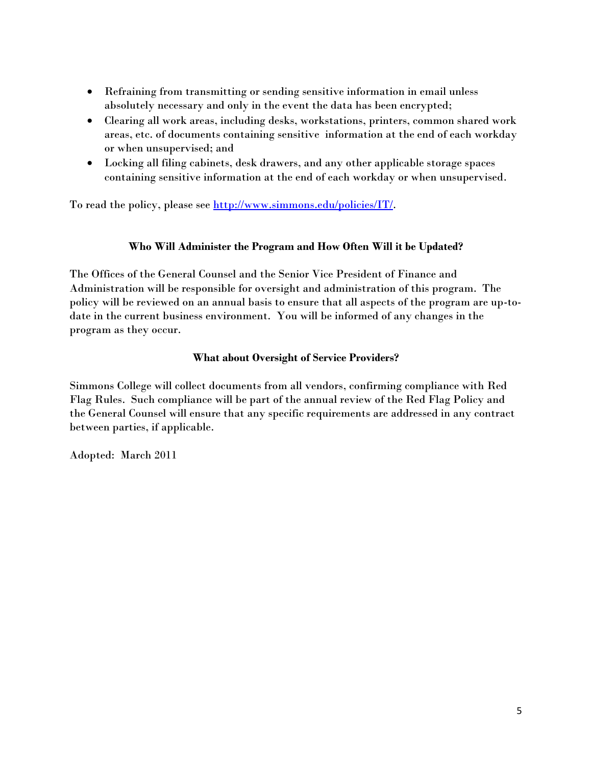- Refraining from transmitting or sending sensitive information in email unless absolutely necessary and only in the event the data has been encrypted;
- Clearing all work areas, including desks, workstations, printers, common shared work areas, etc. of documents containing sensitive information at the end of each workday or when unsupervised; and
- Locking all filing cabinets, desk drawers, and any other applicable storage spaces containing sensitive information at the end of each workday or when unsupervised.

To read the policy, please see [http://www.simmons.edu/policies/IT/](http://www.simmons.edu/policies/IT/).

### Who Will Administer the Program and How Often Will it be Updated?

The Offices of the General Counsel and the Senior Vice President of Finance and Administration will be responsible for oversight and administration of this program. The policy will be reviewed on an annual basis to ensure that all aspects of the program are up-to-date in the current business environment. You will be informed of any changes in the program as they occur.

### What about Oversight of Service Providers?

Simmons College will collect documents from all vendors, confirming compliance with Red Flag Rules. Such compliance will be part of the annual review of the Red Flag Policy and the General Counsel will ensure that any specific requirements are addressed in any contract between parties, if applicable.

Adopted: March 2011